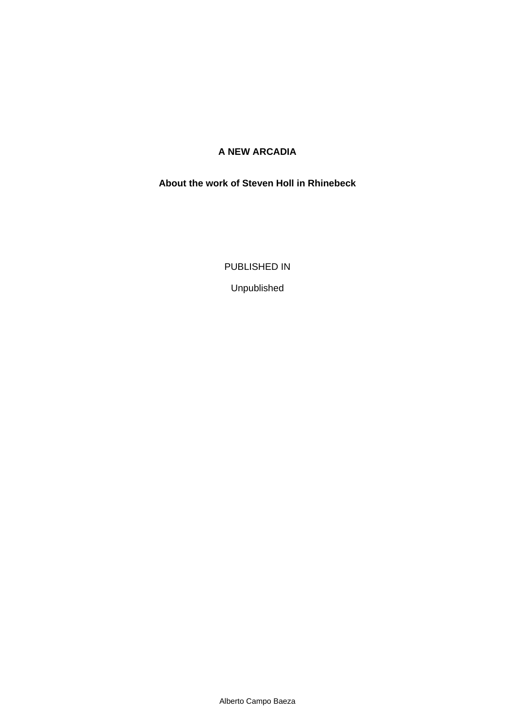# A NEW ARCADIA

## About the work of Steven Holl in Rhinebeck

PUBLISHED IN

Unpublished

Alberto Campo Baeza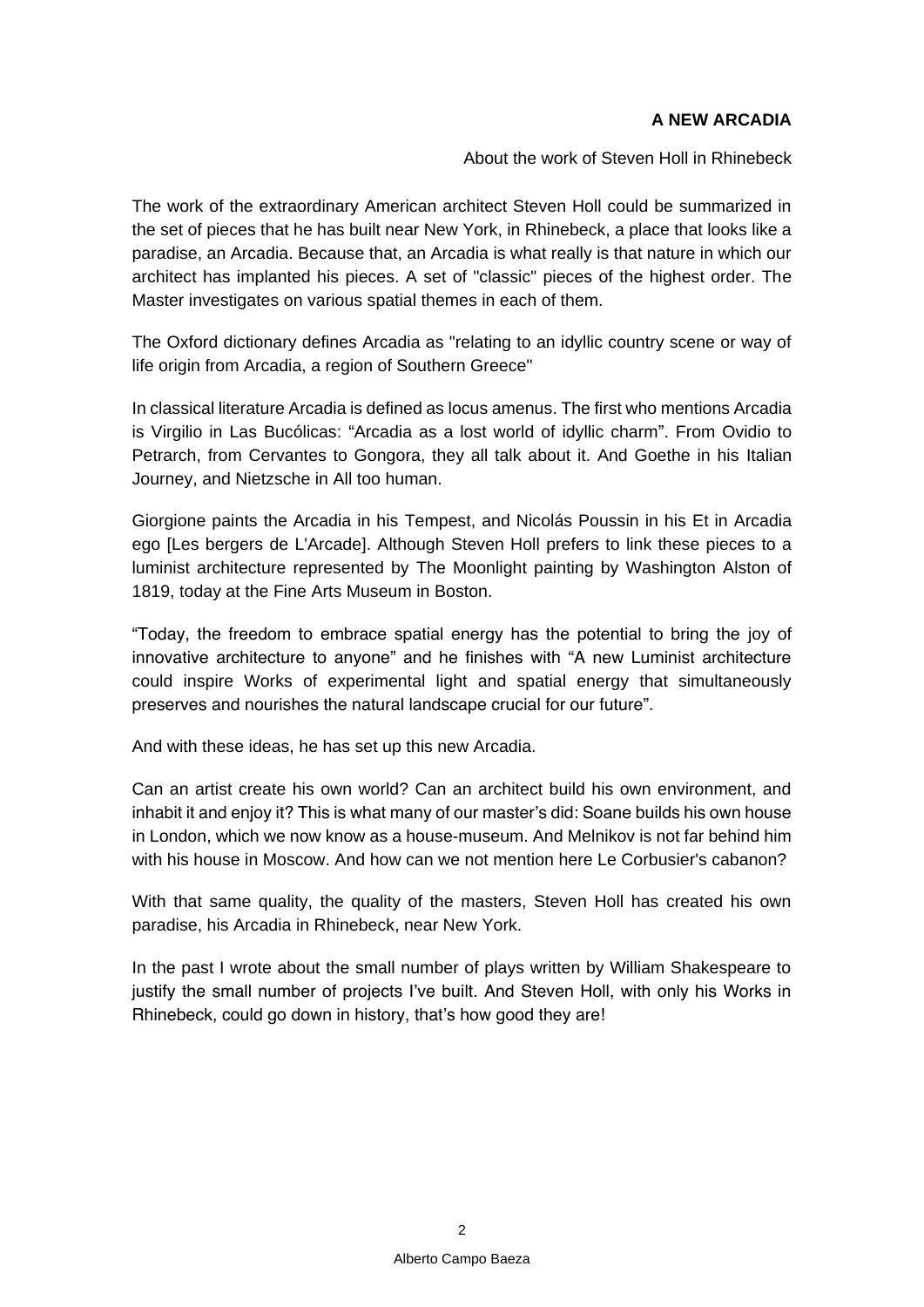**A NEW ARCADIA**

About the work of Steven Holl in Rhinebeck

The work of the extraordinary American architect Steven Holl could be summarized in the set of pieces that he has built near New York, in Rhinebeck, a place that looks like a paradise, an Arcadia. Because that, an Arcadia is what really is that nature in which our architect has implanted his pieces. A set of "classic" pieces of the highest order. The Master investigates on various spatial themes in each of them.

The Oxford dictionary defines Arcadia as "relating to an idyllic country scene or way of life origin from Arcadia, a region of Southern Greece"

In classical literature Arcadia is defined as locus amenus. The first who mentions Arcadia is Virgilio in Las Bucólicas: “Arcadia as a lost world of idyllic charm”. From Ovidio to Petrarch, from Cervantes to Gongora, they all talk about it. And Goethe in his Italian Journey, and Nietzsche in All too human.

Giorgione paints the Arcadia in his Tempest, and Nicolás Poussin in his Et in Arcadia ego [Les bergers de L'Arcade]. Although Steven Holl prefers to link these pieces to a luminist architecture represented by The Moonlight painting by Washington Alston of 1819, today at the Fine Arts Museum in Boston.

“Today, the freedom to embrace spatial energy has the potential to bring the joy of innovative architecture to anyone” and he finishes with “A new Luminist architecture could inspire Works of experimental light and spatial energy that simultaneously preserves and nourishes the natural landscape crucial for our future”.

And with these ideas, he has set up this new Arcadia.

Can an artist create his own world? Can an architect build his own environment, and inhabit it and enjoy it? This is what many of our master’s did: Soane builds his own house in London, which we now know as a house-museum. And Melnikov is not far behind him with his house in Moscow. And how can we not mention here Le Corbusier's cabanon?

With that same quality, the quality of the masters, Steven Holl has created his own paradise, his Arcadia in Rhinebeck, near New York.

In the past I wrote about the small number of plays written by William Shakespeare to justify the small number of projects I’ve built. And Steven Holl, with only his Works in Rhinebeck, could go down in history, that’s how good they are!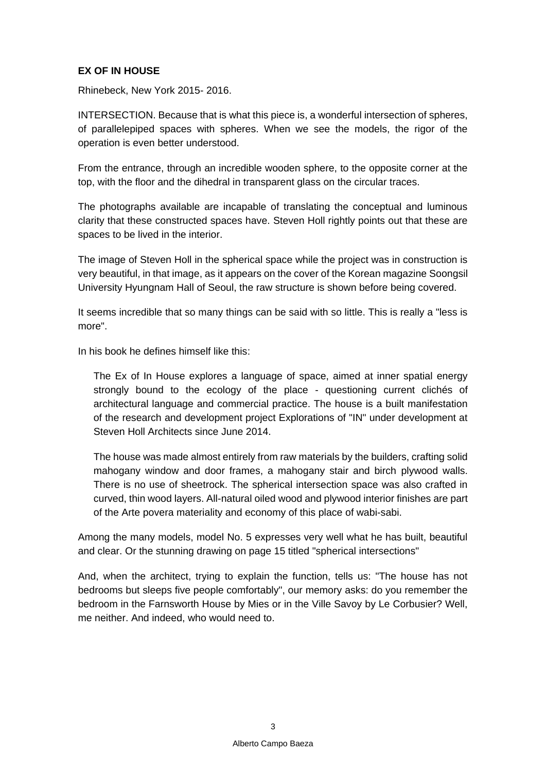**EX OF IN HOUSE**

Rhinebeck, New York 2015- 2016.

INTERSECTION. Because that is what this piece is, a wonderful intersection of spheres, of parallelepiped spaces with spheres. When we see the models, the rigor of the operation is even better understood.

From the entrance, through an incredible wooden sphere, to the opposite corner at the top, with the floor and the dihedral in transparent glass on the circular traces.

The photographs available are incapable of translating the conceptual and luminous clarity that these constructed spaces have. Steven Holl rightly points out that these are spaces to be lived in the interior.

The image of Steven Holl in the spherical space while the project was in construction is very beautiful, in that image, as it appears on the cover of the Korean magazine Soongsil University Hyungnam Hall of Seoul, the raw structure is shown before being covered.

It seems incredible that so many things can be said with so little. This is really a "less is more".

In his book he defines himself like this:

> The Ex of In House explores a language of space, aimed at inner spatial energy strongly bound to the ecology of the place - questioning current clichés of architectural language and commercial practice. The house is a built manifestation of the research and development project Explorations of "IN" under development at Steven Holl Architects since June 2014.
>
> The house was made almost entirely from raw materials by the builders, crafting solid mahogany window and door frames, a mahogany stair and birch plywood walls. There is no use of sheetrock. The spherical intersection space was also crafted in curved, thin wood layers. All-natural oiled wood and plywood interior finishes are part of the Arte povera materiality and economy of this place of wabi-sabi.

Among the many models, model No. 5 expresses very well what he has built, beautiful and clear. Or the stunning drawing on page 15 titled "spherical intersections"

And, when the architect, trying to explain the function, tells us: "The house has not bedrooms but sleeps five people comfortably", our memory asks: do you remember the bedroom in the Farnsworth House by Mies or in the Ville Savoy by Le Corbusier? Well, me neither. And indeed, who would need to.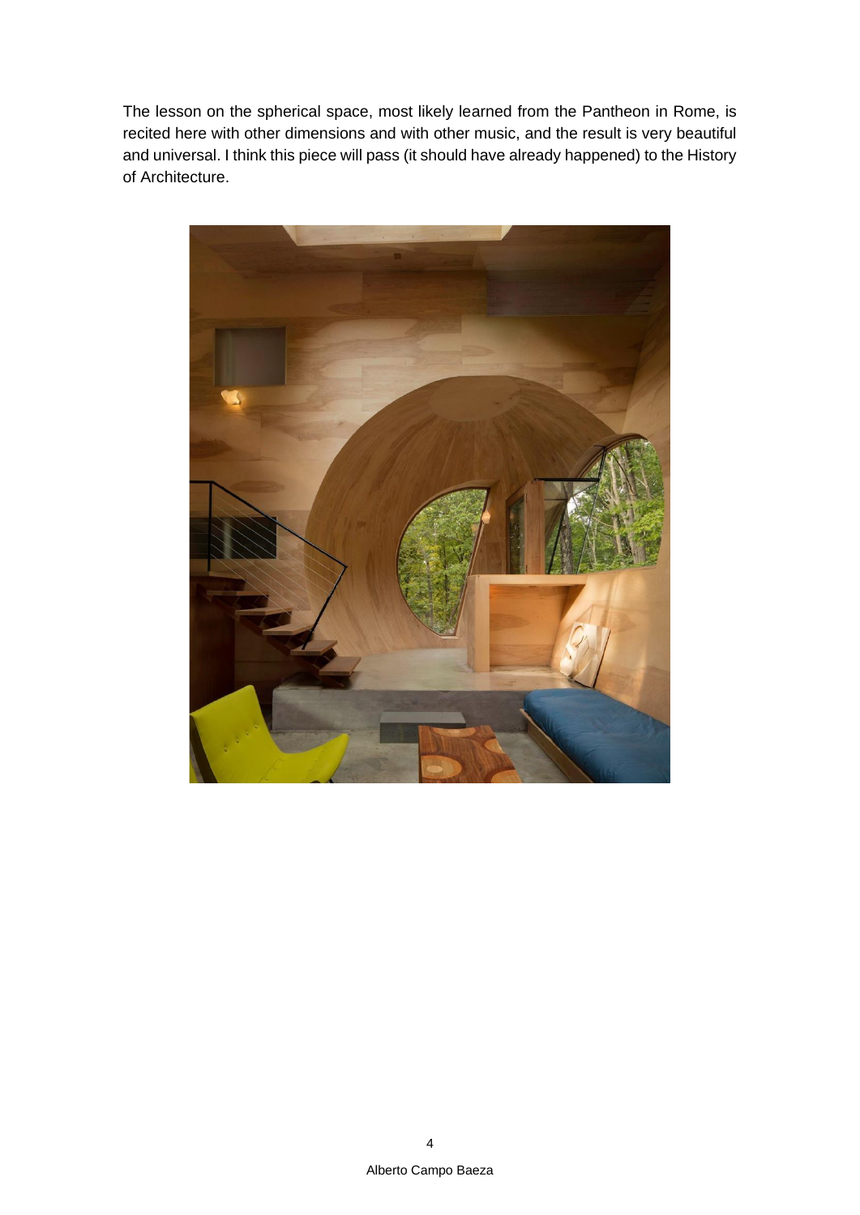The lesson on the spherical space, most likely learned from the Pantheon in Rome, is recited here with other dimensions and with other music, and the result is very beautiful and universal. I think this piece will pass (it should have already happened) to the History of Architecture.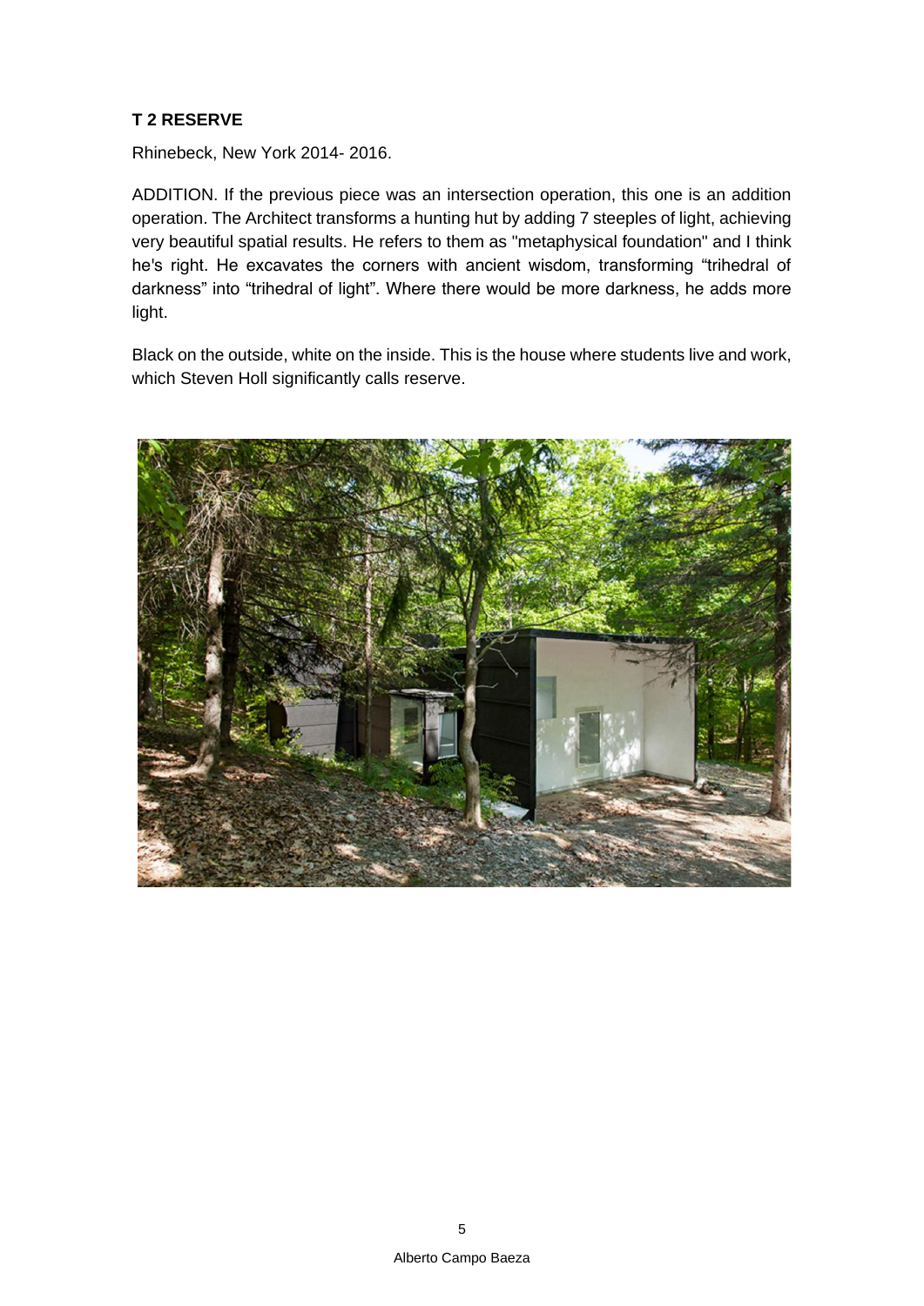**T 2 RESERVE**

Rhinebeck, New York 2014- 2016.

ADDITION. If the previous piece was an intersection operation, this one is an addition operation. The Architect transforms a hunting hut by adding 7 steeples of light, achieving very beautiful spatial results. He refers to them as "metaphysical foundation" and I think he's right. He excavates the corners with ancient wisdom, transforming "trihedral of darkness" into "trihedral of light". Where there would be more darkness, he adds more light.

Black on the outside, white on the inside. This is the house where students live and work, which Steven Holl significantly calls reserve.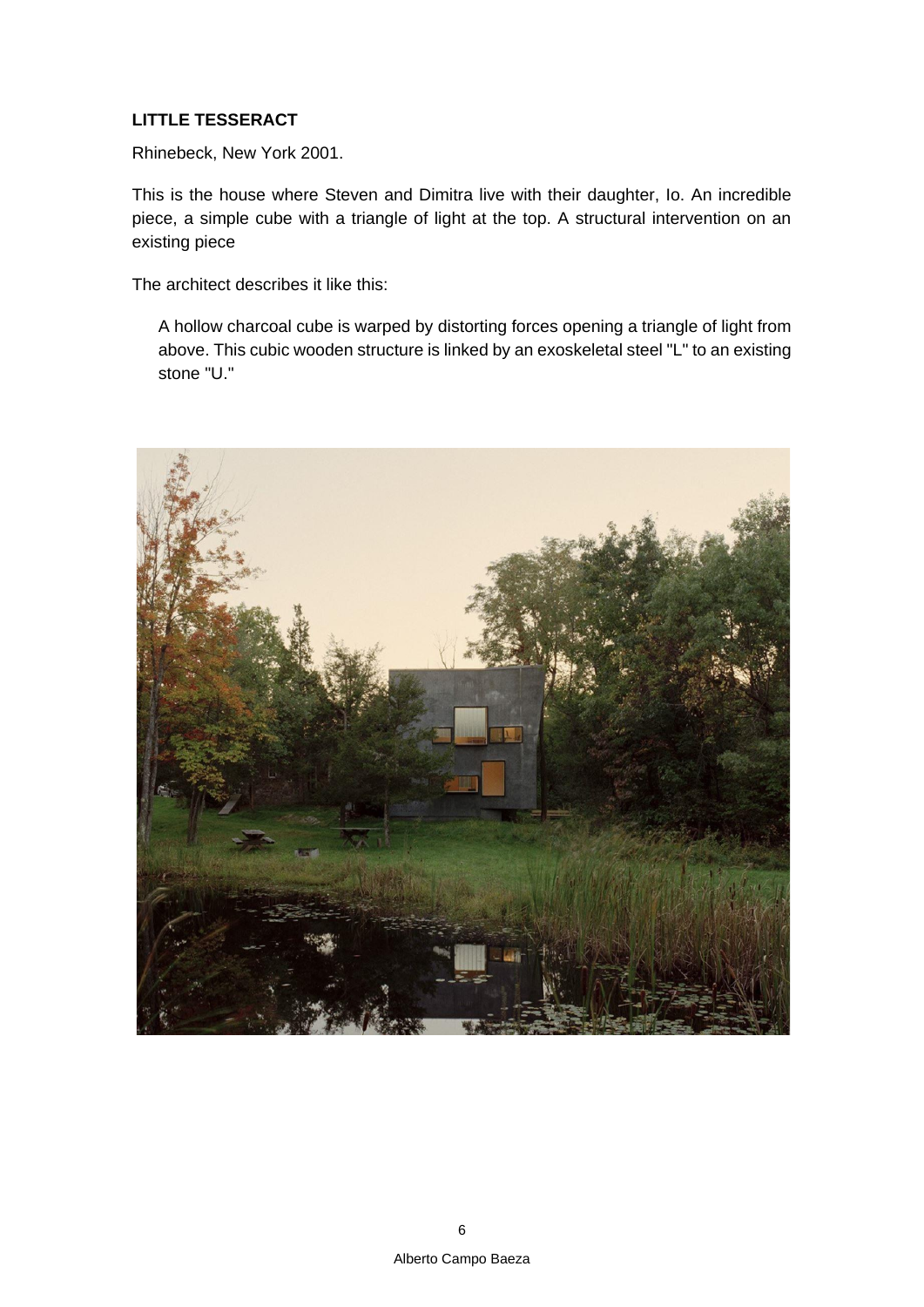**LITTLE TESSERACT**

Rhinebeck, New York 2001.

This is the house where Steven and Dimitra live with their daughter, Io. An incredible piece, a simple cube with a triangle of light at the top. A structural intervention on an existing piece

The architect describes it like this:

> A hollow charcoal cube is warped by distorting forces opening a triangle of light from above. This cubic wooden structure is linked by an exoskeletal steel "L" to an existing stone "U."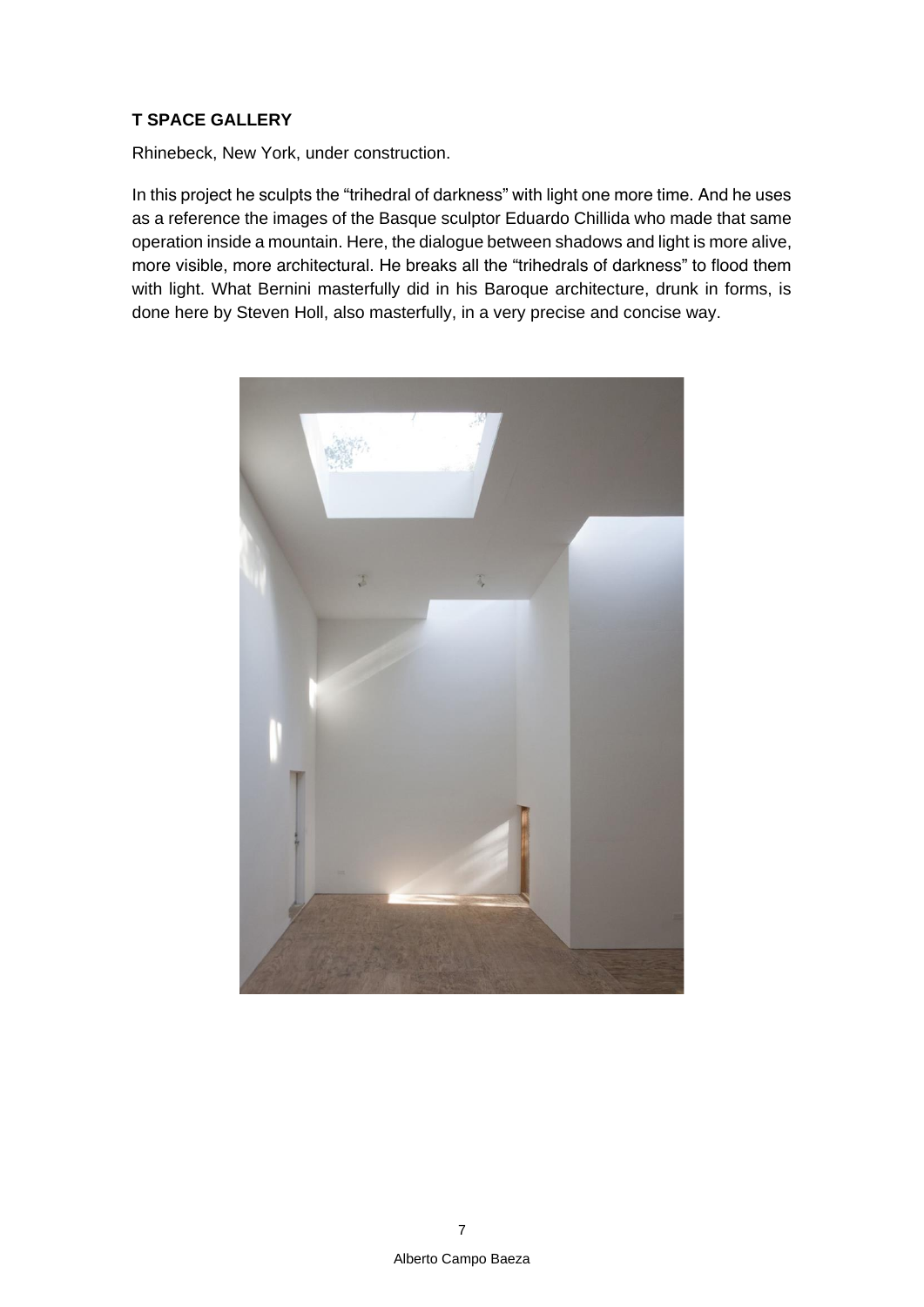**T SPACE GALLERY**

Rhinebeck, New York, under construction.

In this project he sculpts the “trihedral of darkness” with light one more time. And he uses as a reference the images of the Basque sculptor Eduardo Chillida who made that same operation inside a mountain. Here, the dialogue between shadows and light is more alive, more visible, more architectural. He breaks all the “trihedrals of darkness” to flood them with light. What Bernini masterfully did in his Baroque architecture, drunk in forms, is done here by Steven Holl, also masterfully, in a very precise and concise way.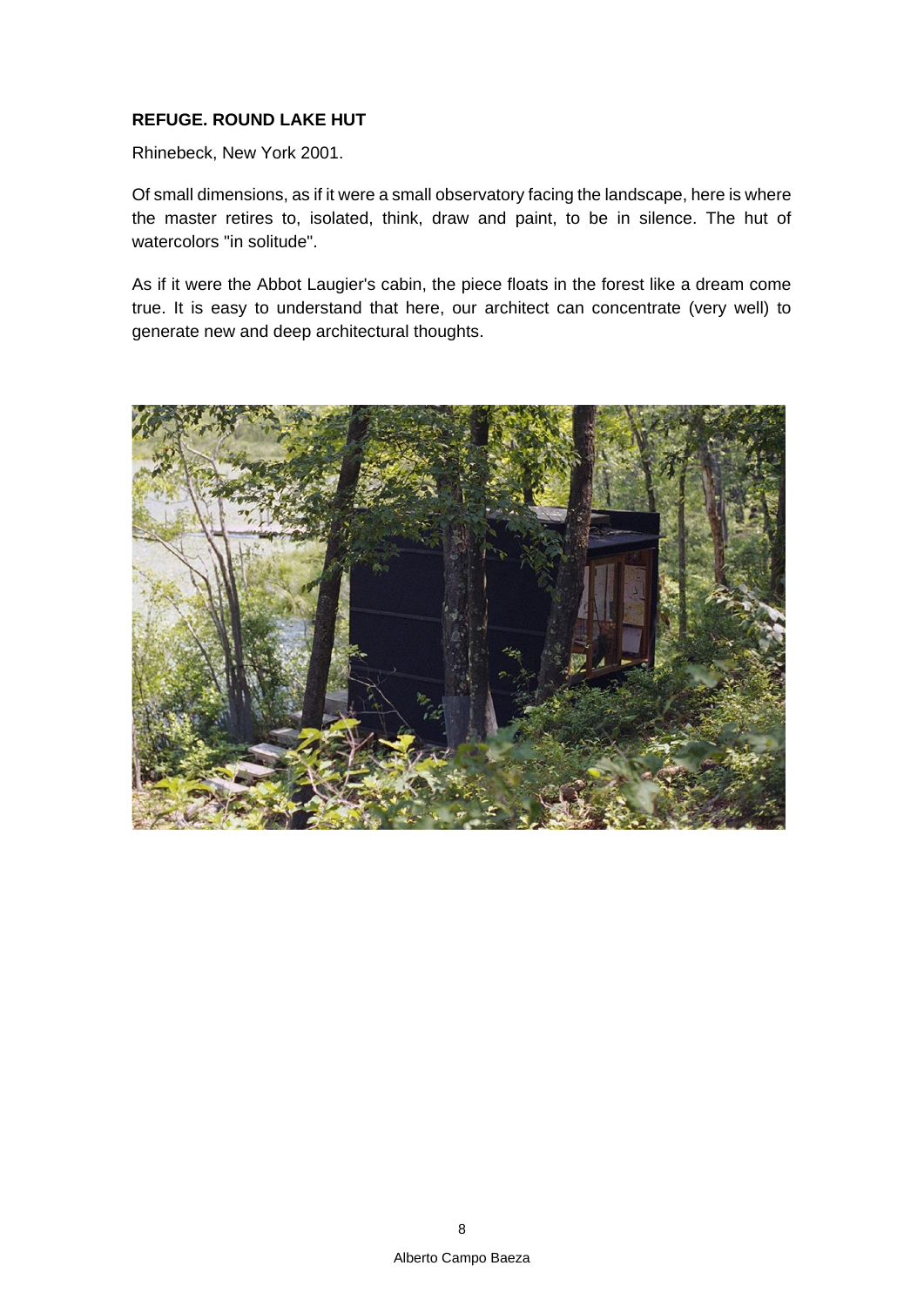**REFUGE. ROUND LAKE HUT**

Rhinebeck, New York 2001.

Of small dimensions, as if it were a small observatory facing the landscape, here is where the master retires to, isolated, think, draw and paint, to be in silence. The hut of watercolors "in solitude".

As if it were the Abbot Laugier's cabin, the piece floats in the forest like a dream come true. It is easy to understand that here, our architect can concentrate (very well) to generate new and deep architectural thoughts.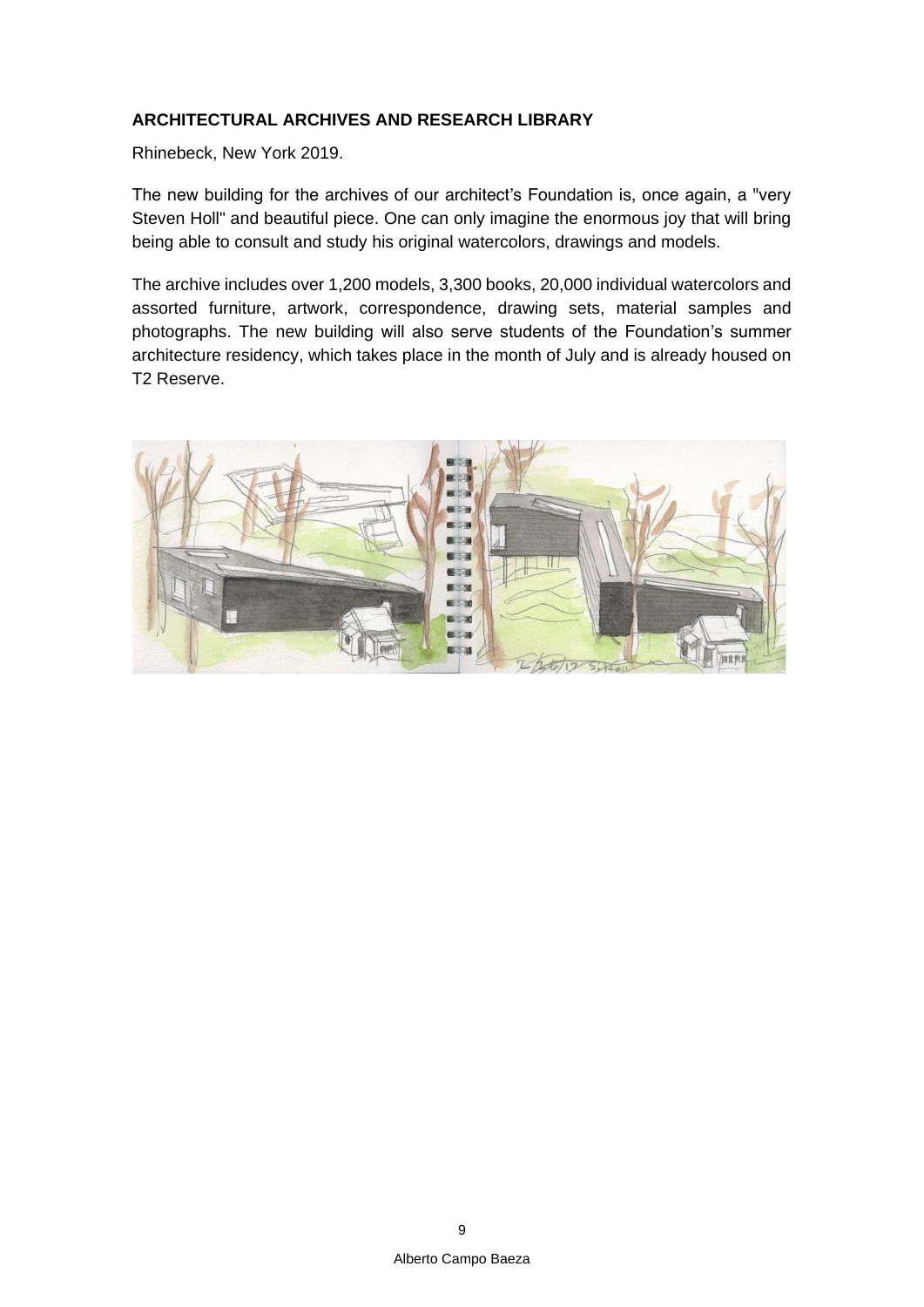**ARCHITECTURAL ARCHIVES AND RESEARCH LIBRARY**

Rhinebeck, New York 2019.

The new building for the archives of our architect's Foundation is, once again, a "very Steven Holl" and beautiful piece. One can only imagine the enormous joy that will bring being able to consult and study his original watercolors, drawings and models.

The archive includes over 1,200 models, 3,300 books, 20,000 individual watercolors and assorted furniture, artwork, correspondence, drawing sets, material samples and photographs. The new building will also serve students of the Foundation's summer architecture residency, which takes place in the month of July and is already housed on T2 Reserve.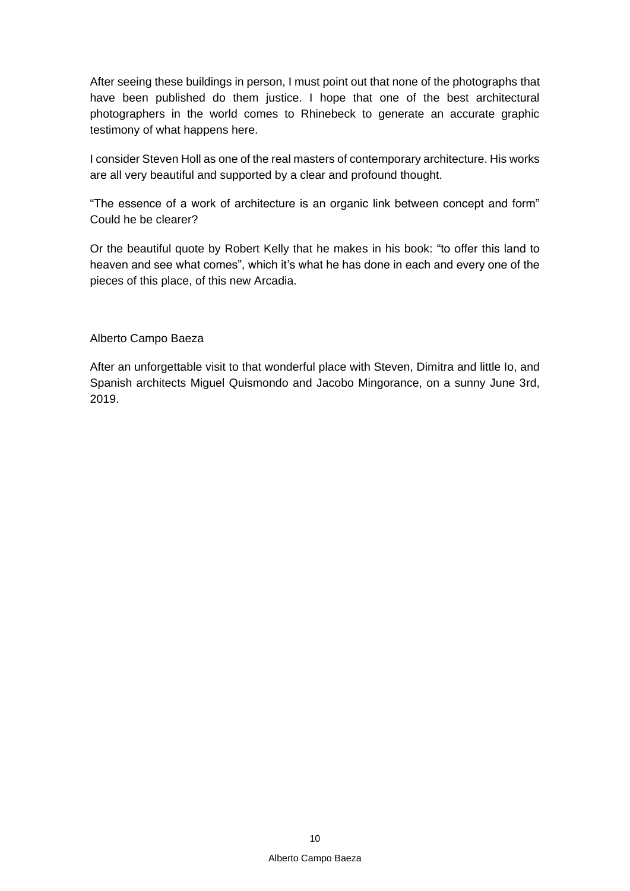After seeing these buildings in person, I must point out that none of the photographs that have been published do them justice. I hope that one of the best architectural photographers in the world comes to Rhinebeck to generate an accurate graphic testimony of what happens here.

I consider Steven Holl as one of the real masters of contemporary architecture. His works are all very beautiful and supported by a clear and profound thought.

“The essence of a work of architecture is an organic link between concept and form” Could he be clearer?

Or the beautiful quote by Robert Kelly that he makes in his book: “to offer this land to heaven and see what comes”, which it’s what he has done in each and every one of the pieces of this place, of this new Arcadia.

Alberto Campo Baeza

After an unforgettable visit to that wonderful place with Steven, Dimitra and little Io, and Spanish architects Miguel Quismondo and Jacobo Mingorance, on a sunny June 3rd, 2019.